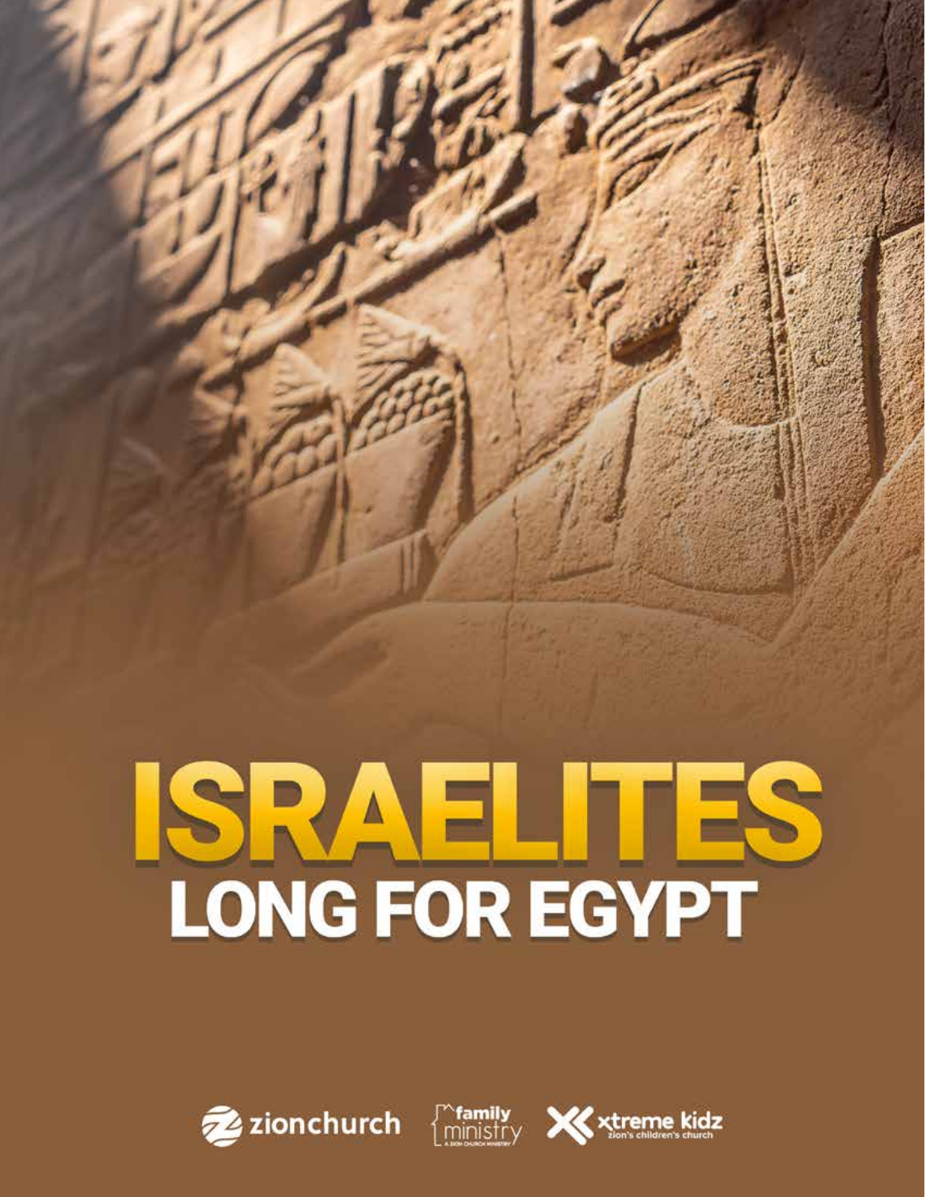# ISRAELITES LONG FOR EGYPT

zionchurch

family ministry

xtreme kidz

zion's children's church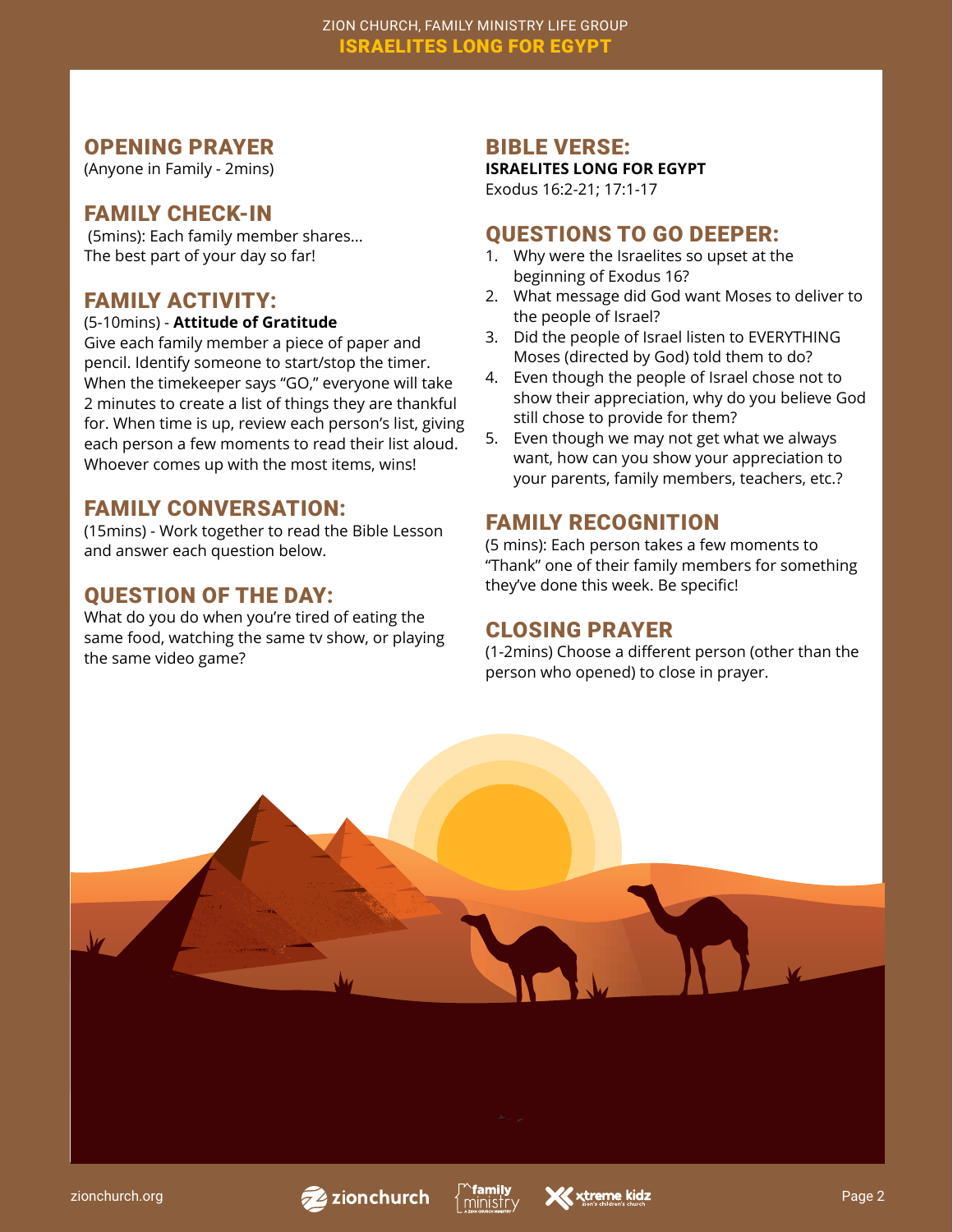# ISRAELITES LONG FOR EGYPT

## OPENING PRAYER

(Anyone in Family - 2mins)

## FAMILY CHECK-IN

(5mins): Each family member shares...
The best part of your day so far!

## FAMILY ACTIVITY:

(5-10mins) - **Attitude of Gratitude**
Give each family member a piece of paper and pencil. Identify someone to start/stop the timer. When the timekeeper says "GO," everyone will take 2 minutes to create a list of things they are thankful for. When time is up, review each person's list, giving each person a few moments to read their list aloud. Whoever comes up with the most items, wins!

## FAMILY CONVERSATION:

(15mins) - Work together to read the Bible Lesson and answer each question below.

## QUESTION OF THE DAY:

What do you do when you're tired of eating the same food, watching the same tv show, or playing the same video game?

## BIBLE VERSE:

**ISRAELITES LONG FOR EGYPT**
Exodus 16:2-21; 17:1-17

## QUESTIONS TO GO DEEPER:

1. Why were the Israelites so upset at the beginning of Exodus 16?
2. What message did God want Moses to deliver to the people of Israel?
3. Did the people of Israel listen to EVERYTHING Moses (directed by God) told them to do?
4. Even though the people of Israel chose not to show their appreciation, why do you believe God still chose to provide for them?
5. Even though we may not get what we always want, how can you show your appreciation to your parents, family members, teachers, etc.?

## FAMILY RECOGNITION

(5 mins): Each person takes a few moments to "Thank" one of their family members for something they've done this week. Be specific!

## CLOSING PRAYER

(1-2mins) Choose a different person (other than the person who opened) to close in prayer.